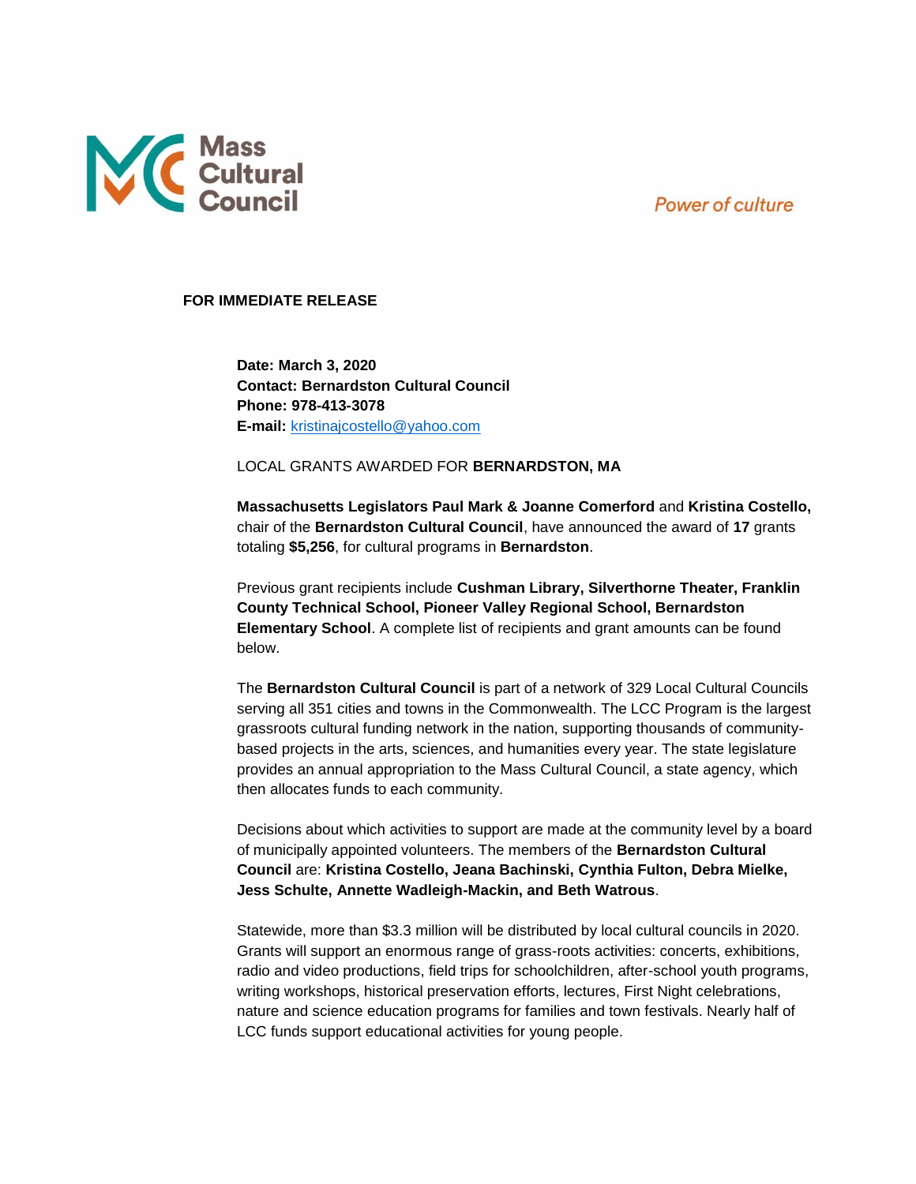Mass Cultural Council

*Power of culture*

**FOR IMMEDIATE RELEASE**

**Date: March 3, 2020**
**Contact: Bernardston Cultural Council**
**Phone: 978-413-3078**
**E-mail:** kristinajcostello@yahoo.com

LOCAL GRANTS AWARDED FOR **BERNARDSTON, MA**

**Massachusetts Legislators Paul Mark & Joanne Comerford** and **Kristina Costello,** chair of the **Bernardston Cultural Council**, have announced the award of **17** grants totaling **$5,256**, for cultural programs in **Bernardston**.

Previous grant recipients include **Cushman Library, Silverthorne Theater, Franklin County Technical School, Pioneer Valley Regional School, Bernardston Elementary School**. A complete list of recipients and grant amounts can be found below.

The **Bernardston Cultural Council** is part of a network of 329 Local Cultural Councils serving all 351 cities and towns in the Commonwealth. The LCC Program is the largest grassroots cultural funding network in the nation, supporting thousands of community-based projects in the arts, sciences, and humanities every year. The state legislature provides an annual appropriation to the Mass Cultural Council, a state agency, which then allocates funds to each community.

Decisions about which activities to support are made at the community level by a board of municipally appointed volunteers. The members of the **Bernardston Cultural Council** are: **Kristina Costello, Jeana Bachinski, Cynthia Fulton, Debra Mielke, Jess Schulte, Annette Wadleigh-Mackin, and Beth Watrous**.

Statewide, more than $3.3 million will be distributed by local cultural councils in 2020. Grants will support an enormous range of grass-roots activities: concerts, exhibitions, radio and video productions, field trips for schoolchildren, after-school youth programs, writing workshops, historical preservation efforts, lectures, First Night celebrations, nature and science education programs for families and town festivals. Nearly half of LCC funds support educational activities for young people.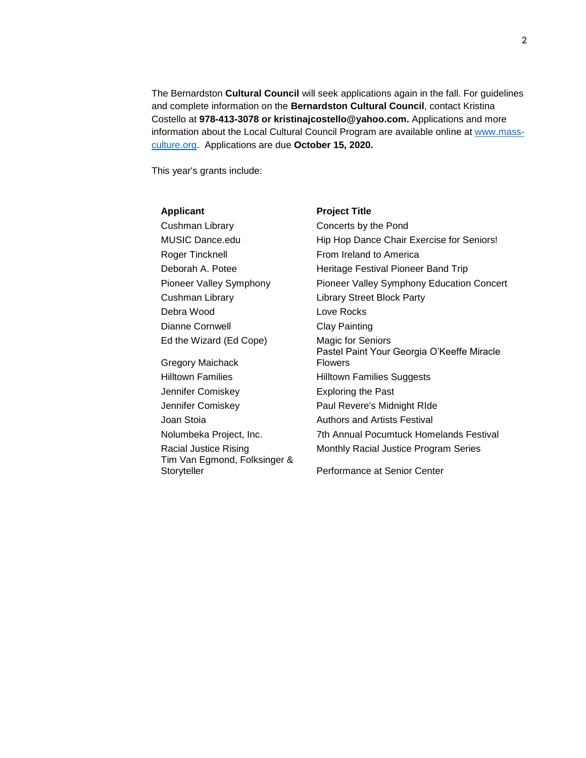The Bernardston **Cultural Council** will seek applications again in the fall. For guidelines and complete information on the **Bernardston Cultural Council**, contact Kristina Costello at **978-413-3078 or kristinajcostello@yahoo.com.** Applications and more information about the Local Cultural Council Program are available online at [www.mass-culture.org](www.mass-culture.org). Applications are due **October 15, 2020.**

This year's grants include:

| **Applicant** | **Project Title** |
|---|---|
| Cushman Library | Concerts by the Pond |
| MUSIC Dance.edu | Hip Hop Dance Chair Exercise for Seniors! |
| Roger Tincknell | From Ireland to America |
| Deborah A. Potee | Heritage Festival Pioneer Band Trip |
| Pioneer Valley Symphony | Pioneer Valley Symphony Education Concert |
| Cushman Library | Library Street Block Party |
| Debra Wood | Love Rocks |
| Dianne Cornwell | Clay Painting |
| Ed the Wizard (Ed Cope) | Magic for Seniors |
| Gregory Maichack | Pastel Paint Your Georgia O'Keeffe Miracle Flowers |
| Hilltown Families | Hilltown Families Suggests |
| Jennifer Comiskey | Exploring the Past |
| Jennifer Comiskey | Paul Revere's Midnight RIde |
| Joan Stoia | Authors and Artists Festival |
| Nolumbeka Project, Inc. | 7th Annual Pocumtuck Homelands Festival |
| Racial Justice Rising | Monthly Racial Justice Program Series |
| Tim Van Egmond, Folksinger & Storyteller | Performance at Senior Center |